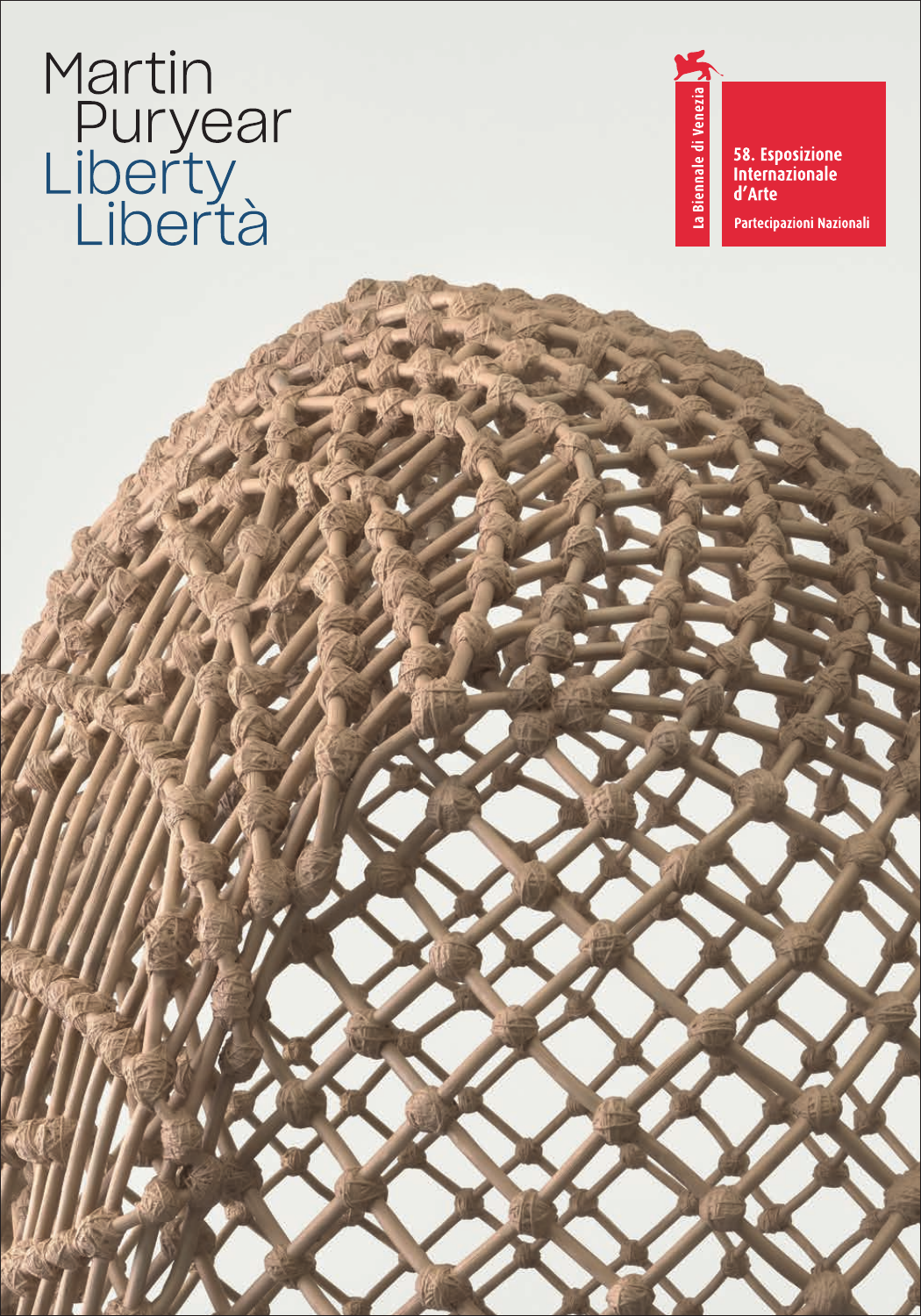# Martin Puryear
# Liberty
# Libertà

La Biennale di Venezia

**58. Esposizione Internazionale d'Arte**

**Partecipazioni Nazionali**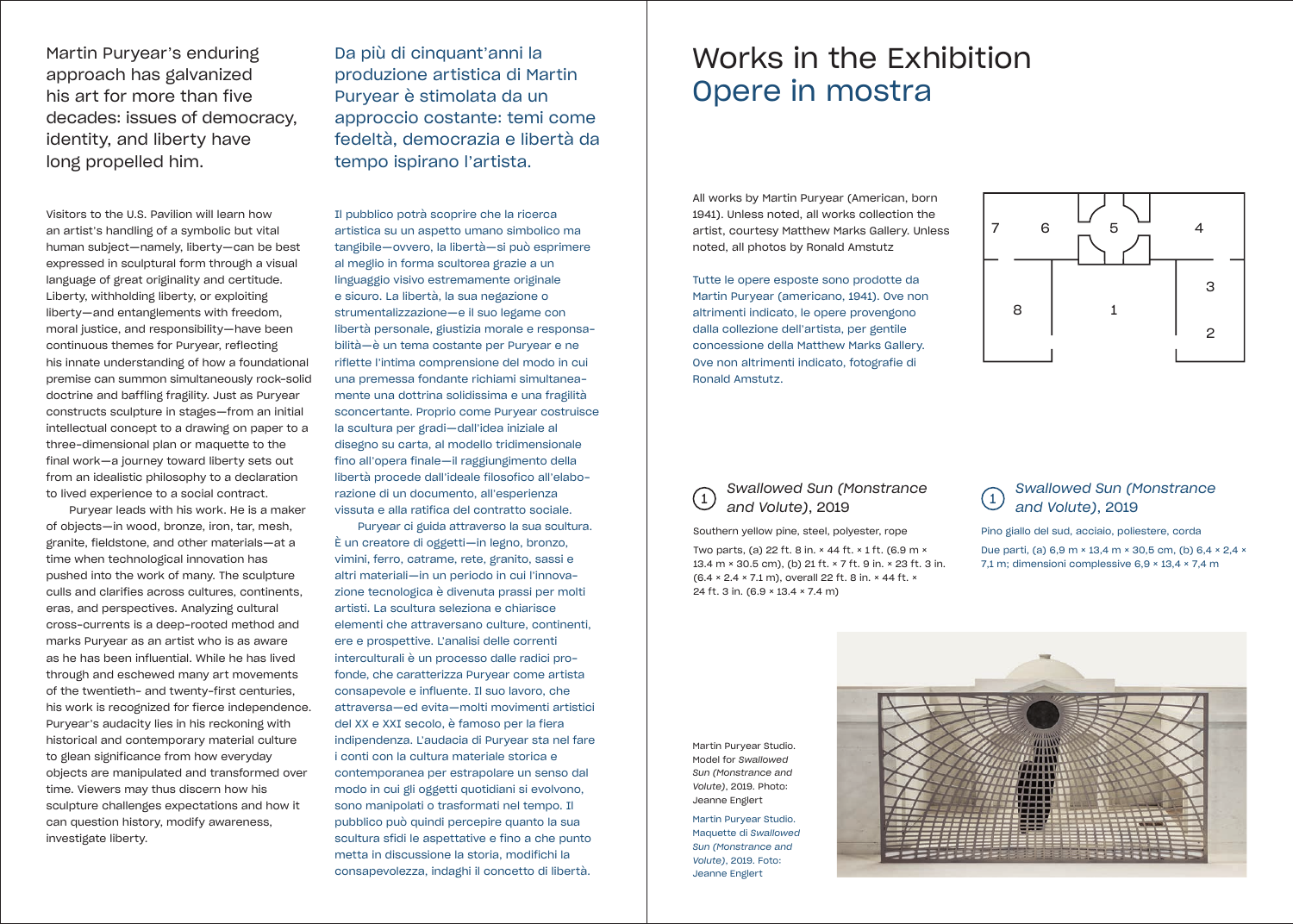Martin Puryear's enduring approach has galvanized his art for more than five decades: issues of democracy, identity, and liberty have long propelled him.

Visitors to the U.S. Pavilion will learn how an artist's handling of a symbolic but vital human subject—namely, liberty—can be best expressed in sculptural form through a visual language of great originality and certitude. Liberty, withholding liberty, or exploiting liberty—and entanglements with freedom, moral justice, and responsibility—have been continuous themes for Puryear, reflecting his innate understanding of how a foundational premise can summon simultaneously rock-solid doctrine and baffling fragility. Just as Puryear constructs sculpture in stages—from an initial intellectual concept to a drawing on paper to a three-dimensional plan or maquette to the final work—a journey toward liberty sets out from an idealistic philosophy to a declaration to lived experience to a social contract.

Puryear leads with his work. He is a maker of objects—in wood, bronze, iron, tar, mesh, granite, fieldstone, and other materials—at a time when technological innovation has pushed into the work of many. The sculpture culls and clarifies across cultures, continents, eras, and perspectives. Analyzing cultural cross-currents is a deep-rooted method and marks Puryear as an artist who is as aware as he has been influential. While he has lived through and eschewed many art movements of the twentieth- and twenty-first centuries, his work is recognized for fierce independence. Puryear's audacity lies in his reckoning with historical and contemporary material culture to glean significance from how everyday objects are manipulated and transformed over time. Viewers may thus discern how his sculpture challenges expectations and how it can question history, modify awareness, investigate liberty.

Da più di cinquant'anni la produzione artistica di Martin Puryear è stimolata da un approccio costante: temi come fedeltà, democrazia e libertà da tempo ispirano l'artista.

Il pubblico potrà scoprire che la ricerca artistica su un aspetto umano simbolico ma tangibile—ovvero, la libertà—si può esprimere al meglio in forma scultorea grazie a un linguaggio visivo estremamente originale e sicuro. La libertà, la sua negazione o strumentalizzazione—e il suo legame con libertà personale, giustizia morale e responsabilità—è un tema costante per Puryear e ne riflette l'intima comprensione del modo in cui una premessa fondante richiami simultaneamente una dottrina solidissima e una fragilità sconcertante. Proprio come Puryear costruisce la scultura per gradi—dall'idea iniziale al disegno su carta, al modello tridimensionale fino all'opera finale—il raggiungimento della libertà procede dall'ideale filosofico all'elaborazione di un documento, all'esperienza vissuta e alla ratifica del contratto sociale.

Puryear ci guida attraverso la sua scultura. È un creatore di oggetti—in legno, bronzo, vimini, ferro, catrame, rete, granito, sassi e altri materiali—in un periodo in cui l'innovazione tecnologica è divenuta prassi per molti artisti. La scultura seleziona e chiarisce elementi che attraversano culture, continenti, ere e prospettive. L'analisi delle correnti interculturali è un processo dalle radici profonde, che caratterizza Puryear come artista consapevole e influente. Il suo lavoro, che attraversa—ed evita—molti movimenti artistici del XX e XXI secolo, è famoso per la fiera indipendenza. L'audacia di Puryear sta nel fare i conti con la cultura materiale storica e contemporanea per estrapolare un senso dal modo in cui gli oggetti quotidiani si evolvono, sono manipolati o trasformati nel tempo. Il pubblico può quindi percepire quanto la sua scultura sfidi le aspettative e fino a che punto metta in discussione la storia, modifichi la consapevolezza, indaghi il concetto di libertà.

# Works in the Exhibition
# Opere in mostra

All works by Martin Puryear (American, born 1941). Unless noted, all works collection the artist, courtesy Matthew Marks Gallery. Unless noted, all photos by Ronald Amstutz

Tutte le opere esposte sono prodotte da Martin Puryear (americano, 1941). Ove non altrimenti indicato, le opere provengono dalla collezione dell'artista, per gentile concessione della Matthew Marks Gallery. Ove non altrimenti indicato, fotografie di Ronald Amstutz.

## 1 *Swallowed Sun (Monstrance and Volute)*, 2019

Southern yellow pine, steel, polyester, rope

Two parts, (a) 22 ft. 8 in. × 44 ft. × 1 ft. (6.9 m × 13.4 m × 30.5 cm), (b) 21 ft. × 7 ft. 9 in. × 23 ft. 3 in. (6.4 × 2.4 × 7.1 m), overall 22 ft. 8 in. × 44 ft. × 24 ft. 3 in. (6.9 × 13.4 × 7.4 m)

## 1 *Swallowed Sun (Monstrance and Volute)*, 2019

Pino giallo del sud, acciaio, poliestere, corda

Due parti, (a) 6,9 m × 13,4 m × 30,5 cm, (b) 6,4 × 2,4 × 7,1 m; dimensioni complessive 6,9 × 13,4 × 7,4 m

Martin Puryear Studio. Model for *Swallowed Sun (Monstrance and Volute)*, 2019. Photo: Jeanne Englert

Martin Puryear Studio. Maquette di *Swallowed Sun (Monstrance and Volute)*, 2019. Foto: Jeanne Englert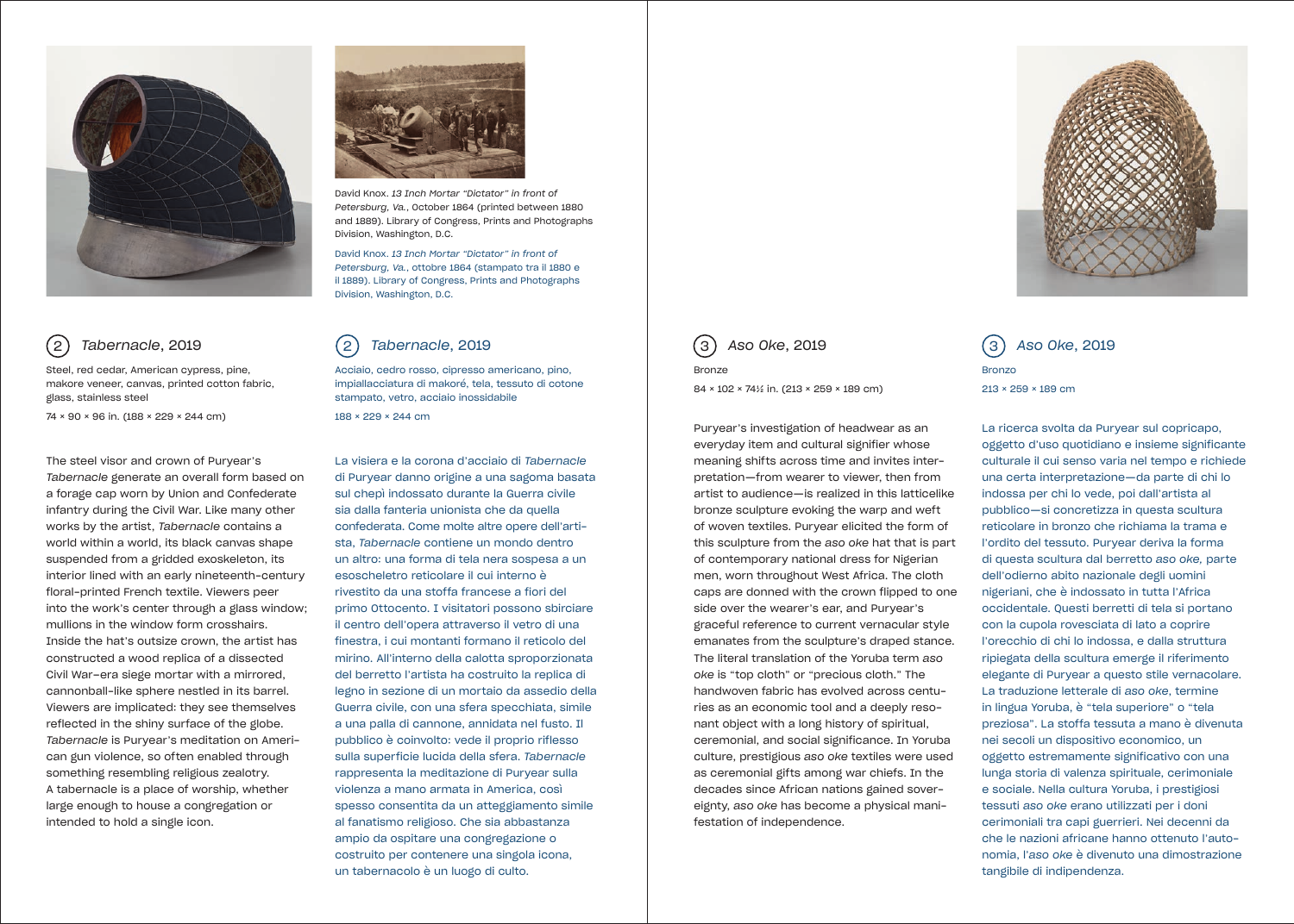David Knox. *13 Inch Mortar "Dictator" in front of Petersburg, Va.*, October 1864 (printed between 1880 and 1889). Library of Congress, Prints and Photographs Division, Washington, D.C.

David Knox. *13 Inch Mortar "Dictator" in front of Petersburg, Va.*, ottobre 1864 (stampato tra il 1880 e il 1889). Library of Congress, Prints and Photographs Division, Washington, D.C.

## (2) *Tabernacle*, 2019

Steel, red cedar, American cypress, pine, makore veneer, canvas, printed cotton fabric, glass, stainless steel

74 × 90 × 96 in. (188 × 229 × 244 cm)

The steel visor and crown of Puryear's *Tabernacle* generate an overall form based on a forage cap worn by Union and Confederate infantry during the Civil War. Like many other works by the artist, *Tabernacle* contains a world within a world, its black canvas shape suspended from a gridded exoskeleton, its interior lined with an early nineteenth-century floral-printed French textile. Viewers peer into the work's center through a glass window; mullions in the window form crosshairs. Inside the hat's outsize crown, the artist has constructed a wood replica of a dissected Civil War–era siege mortar with a mirrored, cannonball-like sphere nestled in its barrel. Viewers are implicated: they see themselves reflected in the shiny surface of the globe. *Tabernacle* is Puryear's meditation on American gun violence, so often enabled through something resembling religious zealotry. A tabernacle is a place of worship, whether large enough to house a congregation or intended to hold a single icon.

## (2) *Tabernacle*, 2019

Acciaio, cedro rosso, cipresso americano, pino, impiallacciatura di makoré, tela, tessuto di cotone stampato, vetro, acciaio inossidabile

188 × 229 × 244 cm

La visiera e la corona d'acciaio di *Tabernacle* di Puryear danno origine a una sagoma basata sul chepì indossato durante la Guerra civile sia dalla fanteria unionista che da quella confederata. Come molte altre opere dell'artista, *Tabernacle* contiene un mondo dentro un altro: una forma di tela nera sospesa a un esoscheletro reticolare il cui interno è rivestito da una stoffa francese a fiori del primo Ottocento. I visitatori possono sbirciare il centro dell'opera attraverso il vetro di una finestra, i cui montanti formano il reticolo del mirino. All'interno della calotta sproporzionata del berretto l'artista ha costruito la replica di legno in sezione di un mortaio da assedio della Guerra civile, con una sfera specchiata, simile a una palla di cannone, annidata nel fusto. Il pubblico è coinvolto: vede il proprio riflesso sulla superficie lucida della sfera. *Tabernacle* rappresenta la meditazione di Puryear sulla violenza a mano armata in America, così spesso consentita da un atteggiamento simile al fanatismo religioso. Che sia abbastanza ampio da ospitare una congregazione o costruito per contenere una singola icona, un tabernacolo è un luogo di culto.

## (3) *Aso Oke*, 2019

Bronze

84 × 102 × 74½ in. (213 × 259 × 189 cm)

Puryear's investigation of headwear as an everyday item and cultural signifier whose meaning shifts across time and invites interpretation—from wearer to viewer, then from artist to audience—is realized in this latticelike bronze sculpture evoking the warp and weft of woven textiles. Puryear elicited the form of this sculpture from the *aso oke* hat that is part of contemporary national dress for Nigerian men, worn throughout West Africa. The cloth caps are donned with the crown flipped to one side over the wearer's ear, and Puryear's graceful reference to current vernacular style emanates from the sculpture's draped stance. The literal translation of the Yoruba term *aso oke* is "top cloth" or "precious cloth." The handwoven fabric has evolved across centuries as an economic tool and a deeply resonant object with a long history of spiritual, ceremonial, and social significance. In Yoruba culture, prestigious *aso oke* textiles were used as ceremonial gifts among war chiefs. In the decades since African nations gained sovereignty, *aso oke* has become a physical manifestation of independence.

## (3) *Aso Oke*, 2019

Bronzo

213 × 259 × 189 cm

La ricerca svolta da Puryear sul copricapo, oggetto d'uso quotidiano e insieme significante culturale il cui senso varia nel tempo e richiede una certa interpretazione—da parte di chi lo indossa per chi lo vede, poi dall'artista al pubblico—si concretizza in questa scultura reticolare in bronzo che richiama la trama e l'ordito del tessuto. Puryear deriva la forma di questa scultura dal berretto *aso oke,* parte dell'odierno abito nazionale degli uomini nigeriani, che è indossato in tutta l'Africa occidentale. Questi berretti di tela si portano con la cupola rovesciata di lato a coprire l'orecchio di chi lo indossa, e dalla struttura ripiegata della scultura emerge il riferimento elegante di Puryear a questo stile vernacolare. La traduzione letterale di *aso oke*, termine in lingua Yoruba, è "tela superiore" o "tela preziosa". La stoffa tessuta a mano è divenuta nei secoli un dispositivo economico, un oggetto estremamente significativo con una lunga storia di valenza spirituale, cerimoniale e sociale. Nella cultura Yoruba, i prestigiosi tessuti *aso oke* erano utilizzati per i doni cerimoniali tra capi guerrieri. Nei decenni da che le nazioni africane hanno ottenuto l'autonomia, l'*aso oke* è divenuto una dimostrazione tangibile di indipendenza.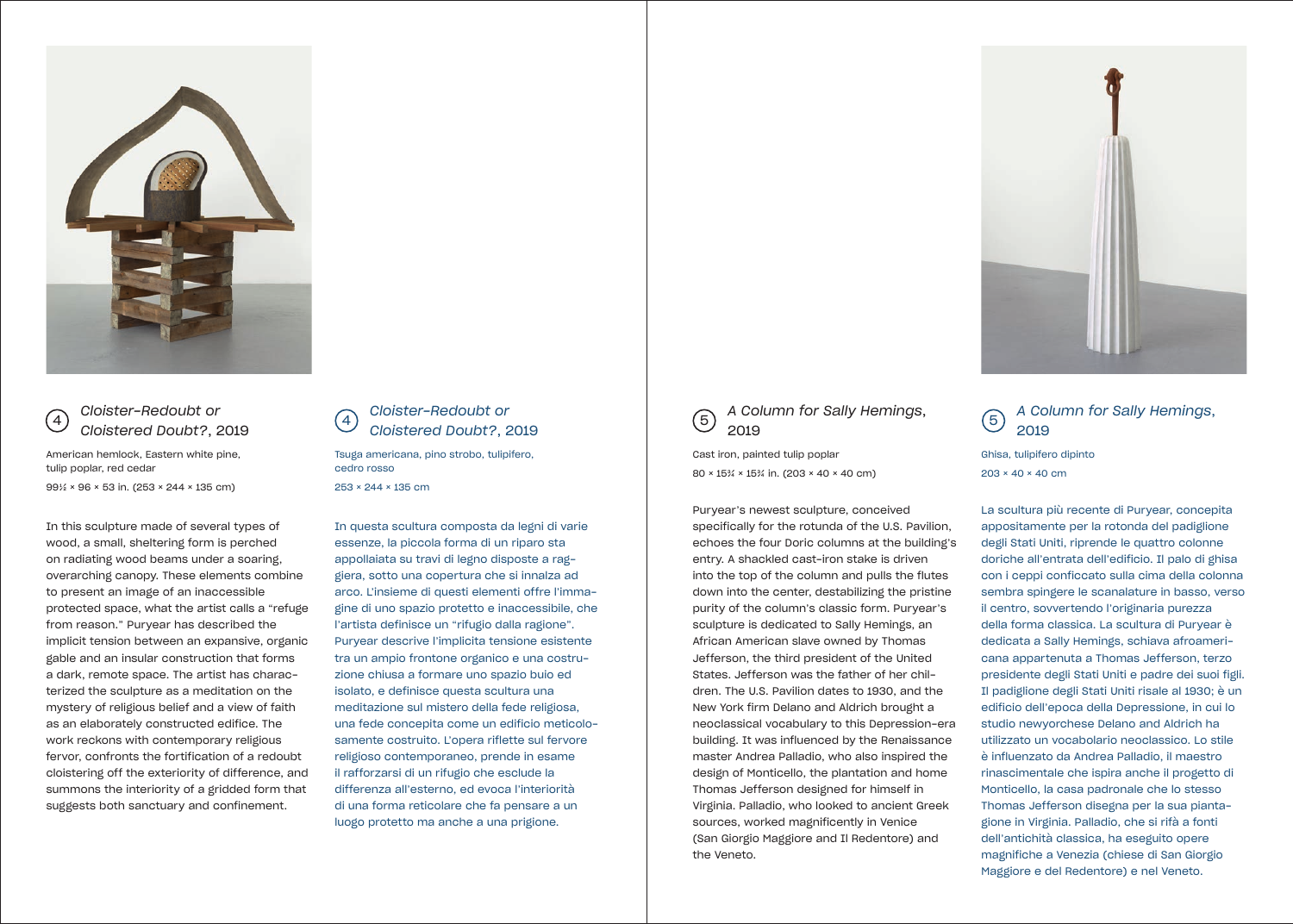④ *Cloister-Redoubt or Cloistered Doubt?*, 2019

American hemlock, Eastern white pine, tulip poplar, red cedar

99½ × 96 × 53 in. (253 × 244 × 135 cm)

In this sculpture made of several types of wood, a small, sheltering form is perched on radiating wood beams under a soaring, overarching canopy. These elements combine to present an image of an inaccessible protected space, what the artist calls a "refuge from reason." Puryear has described the implicit tension between an expansive, organic gable and an insular construction that forms a dark, remote space. The artist has characterized the sculpture as a meditation on the mystery of religious belief and a view of faith as an elaborately constructed edifice. The work reckons with contemporary religious fervor, confronts the fortification of a redoubt cloistering off the exteriority of difference, and summons the interiority of a gridded form that suggests both sanctuary and confinement.

④ *Cloister-Redoubt or Cloistered Doubt?*, 2019

Tsuga americana, pino strobo, tulipifero, cedro rosso

253 × 244 × 135 cm

In questa scultura composta da legni di varie essenze, la piccola forma di un riparo sta appollaiata su travi di legno disposte a raggiera, sotto una copertura che si innalza ad arco. L'insieme di questi elementi offre l'immagine di uno spazio protetto e inaccessibile, che l'artista definisce un "rifugio dalla ragione". Puryear descrive l'implicita tensione esistente tra un ampio frontone organico e una costruzione chiusa a formare uno spazio buio ed isolato, e definisce questa scultura una meditazione sul mistero della fede religiosa, una fede concepita come un edificio meticolosamente costruito. L'opera riflette sul fervore religioso contemporaneo, prende in esame il rafforzarsi di un rifugio che esclude la differenza all'esterno, ed evoca l'interiorità di una forma reticolare che fa pensare a un luogo protetto ma anche a una prigione.

⑤ *A Column for Sally Hemings*, 2019

Cast iron, painted tulip poplar

80 × 15¾ × 15¾ in. (203 × 40 × 40 cm)

Puryear's newest sculpture, conceived specifically for the rotunda of the U.S. Pavilion, echoes the four Doric columns at the building's entry. A shackled cast-iron stake is driven into the top of the column and pulls the flutes down into the center, destabilizing the pristine purity of the column's classic form. Puryear's sculpture is dedicated to Sally Hemings, an African American slave owned by Thomas Jefferson, the third president of the United States. Jefferson was the father of her children. The U.S. Pavilion dates to 1930, and the New York firm Delano and Aldrich brought a neoclassical vocabulary to this Depression-era building. It was influenced by the Renaissance master Andrea Palladio, who also inspired the design of Monticello, the plantation and home Thomas Jefferson designed for himself in Virginia. Palladio, who looked to ancient Greek sources, worked magnificently in Venice (San Giorgio Maggiore and Il Redentore) and the Veneto.

⑤ *A Column for Sally Hemings*, 2019

Ghisa, tulipifero dipinto

203 × 40 × 40 cm

La scultura più recente di Puryear, concepita appositamente per la rotonda del padiglione degli Stati Uniti, riprende le quattro colonne doriche all'entrata dell'edificio. Il palo di ghisa con i ceppi conficcato sulla cima della colonna sembra spingere le scanalature in basso, verso il centro, sovvertendo l'originaria purezza della forma classica. La scultura di Puryear è dedicata a Sally Hemings, schiava afroamericana appartenuta a Thomas Jefferson, terzo presidente degli Stati Uniti e padre dei suoi figli. Il padiglione degli Stati Uniti risale al 1930; è un edificio dell'epoca della Depressione, in cui lo studio newyorchese Delano and Aldrich ha utilizzato un vocabolario neoclassico. Lo stile è influenzato da Andrea Palladio, il maestro rinascimentale che ispira anche il progetto di Monticello, la casa padronale che lo stesso Thomas Jefferson disegna per la sua piantagione in Virginia. Palladio, che si rifà a fonti dell'antichità classica, ha eseguito opere magnifiche a Venezia (chiese di San Giorgio Maggiore e del Redentore) e nel Veneto.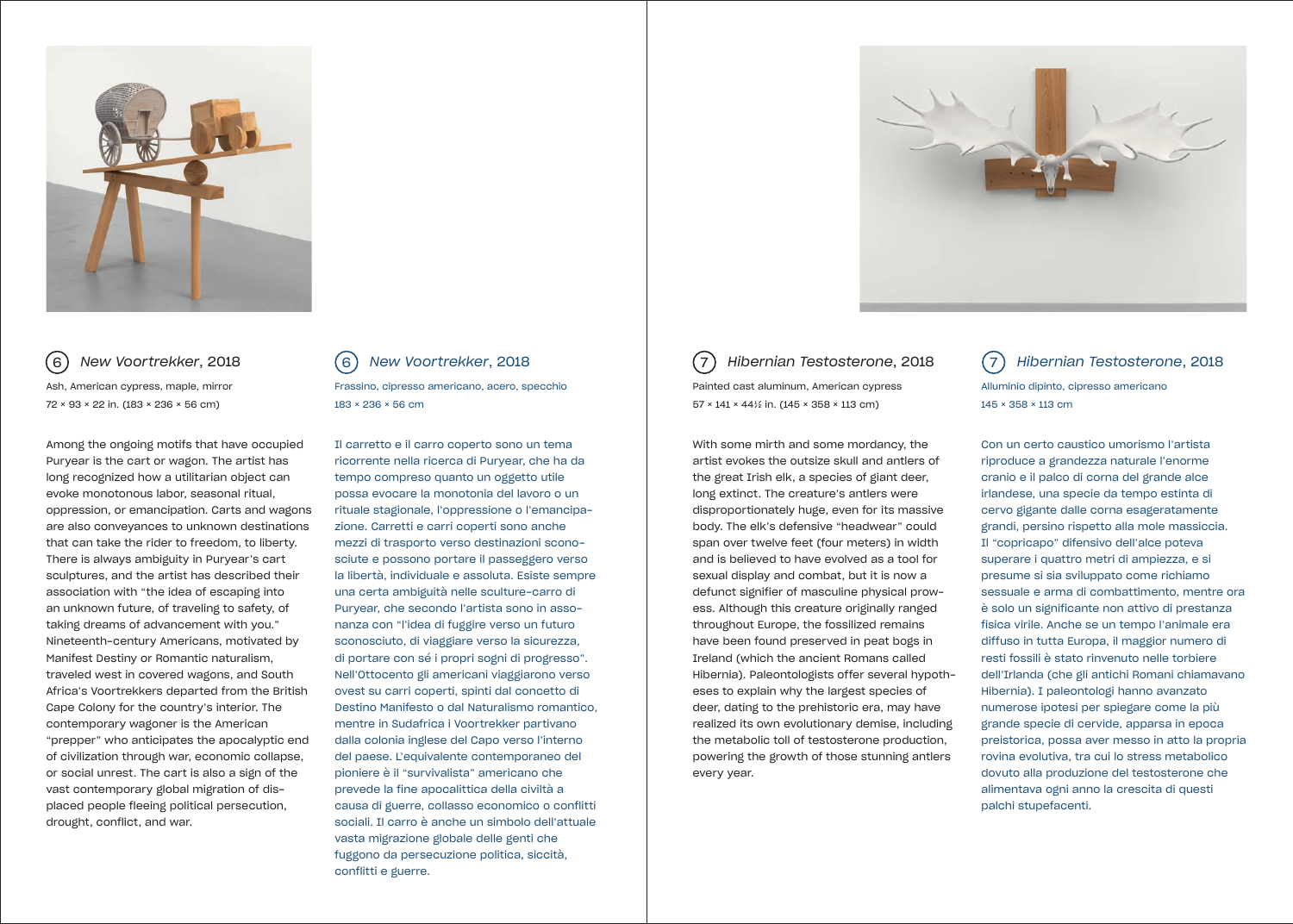## 6 *New Voortrekker*, 2018

Ash, American cypress, maple, mirror
72 × 93 × 22 in. (183 × 236 × 56 cm)

Among the ongoing motifs that have occupied Puryear is the cart or wagon. The artist has long recognized how a utilitarian object can evoke monotonous labor, seasonal ritual, oppression, or emancipation. Carts and wagons are also conveyances to unknown destinations that can take the rider to freedom, to liberty. There is always ambiguity in Puryear's cart sculptures, and the artist has described their association with "the idea of escaping into an unknown future, of traveling to safety, of taking dreams of advancement with you." Nineteenth-century Americans, motivated by Manifest Destiny or Romantic naturalism, traveled west in covered wagons, and South Africa's Voortrekkers departed from the British Cape Colony for the country's interior. The contemporary wagoner is the American "prepper" who anticipates the apocalyptic end of civilization through war, economic collapse, or social unrest. The cart is also a sign of the vast contemporary global migration of displaced people fleeing political persecution, drought, conflict, and war.

## 6 *New Voortrekker*, 2018

Frassino, cipresso americano, acero, specchio
183 × 236 × 56 cm

Il carretto e il carro coperto sono un tema ricorrente nella ricerca di Puryear, che ha da tempo compreso quanto un oggetto utile possa evocare la monotonia del lavoro o un rituale stagionale, l'oppressione o l'emancipazione. Carretti e carri coperti sono anche mezzi di trasporto verso destinazioni sconosciute e possono portare il passeggero verso la libertà, individuale e assoluta. Esiste sempre una certa ambiguità nelle sculture-carro di Puryear, che secondo l'artista sono in associazione con "l'idea di fuggire verso un futuro sconosciuto, di viaggiare verso la sicurezza, di portare con sé i propri sogni di progresso". Nell'Ottocento gli americani viaggiarono verso ovest su carri coperti, spinti dal concetto di Destino Manifesto o dal Naturalismo romantico, mentre in Sudafrica i Voortrekker partivano dalla colonia inglese del Capo verso l'interno del paese. L'equivalente contemporaneo del pioniere è il "survivalista" americano che prevede la fine apocalittica della civiltà a causa di guerre, collasso economico o conflitti sociali. Il carro è anche un simbolo dell'attuale vasta migrazione globale delle genti che fuggono da persecuzione politica, siccità, conflitti e guerre.

## 7 *Hibernian Testosterone*, 2018

Painted cast aluminum, American cypress
57 × 141 × 44½ in. (145 × 358 × 113 cm)

With some mirth and some mordancy, the artist evokes the outsize skull and antlers of the great Irish elk, a species of giant deer, long extinct. The creature's antlers were disproportionately huge, even for its massive body. The elk's defensive "headwear" could span over twelve feet (four meters) in width and is believed to have evolved as a tool for sexual display and combat, but it is now a defunct signifier of masculine physical prowess. Although this creature originally ranged throughout Europe, the fossilized remains have been found preserved in peat bogs in Ireland (which the ancient Romans called Hibernia). Paleontologists offer several hypotheses to explain why the largest species of deer, dating to the prehistoric era, may have realized its own evolutionary demise, including the metabolic toll of testosterone production, powering the growth of those stunning antlers every year.

## 7 *Hibernian Testosterone*, 2018

Alluminio dipinto, cipresso americano
145 × 358 × 113 cm

Con un certo caustico umorismo l'artista riproduce a grandezza naturale l'enorme cranio e il palco di corna del grande alce irlandese, una specie da tempo estinta di cervo gigante dalle corna esageratamente grandi, persino rispetto alla mole massiccia. Il "copricapo" difensivo dell'alce poteva superare i quattro metri di ampiezza, e si presume si sia sviluppato come richiamo sessuale e arma di combattimento, mentre ora è solo un significante non attivo di prestanza fisica virile. Anche se un tempo l'animale era diffuso in tutta Europa, il maggior numero di resti fossili è stato rinvenuto nelle torbiere dell'Irlanda (che gli antichi Romani chiamavano Hibernia). I paleontologi hanno avanzato numerose ipotesi per spiegare come la più grande specie di cervide, apparsa in epoca preistorica, possa aver messo in atto la propria rovina evolutiva, tra cui lo stress metabolico dovuto alla produzione del testosterone che alimentava ogni anno la crescita di questi palchi stupefacenti.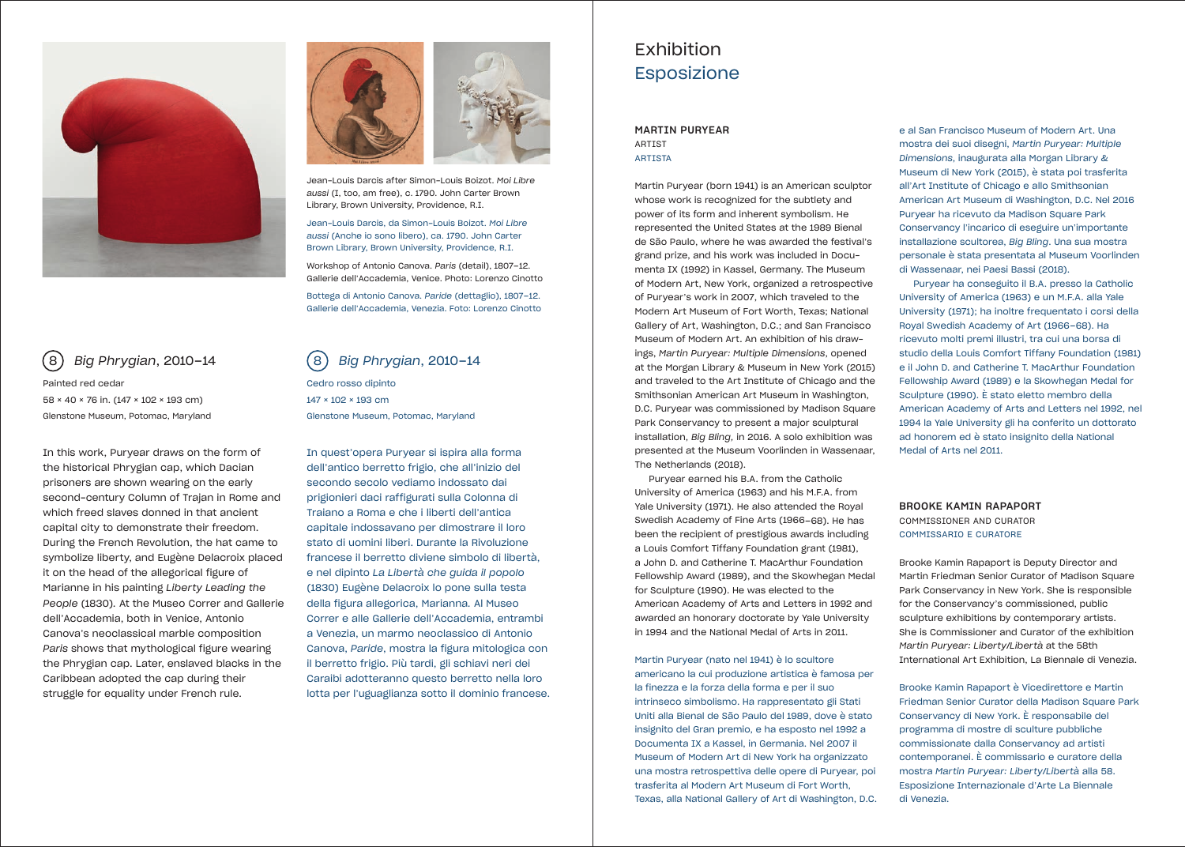Jean-Louis Darcis after Simon-Louis Boizot. *Moi Libre aussi* (I, too, am free), c. 1790. John Carter Brown Library, Brown University, Providence, R.I.

Jean-Louis Darcis, da Simon-Louis Boizot. *Moi Libre aussi* (Anche io sono libero), ca. 1790. John Carter Brown Library, Brown University, Providence, R.I.

Workshop of Antonio Canova. *Paris* (detail), 1807–12. Gallerie dell'Accademia, Venice. Photo: Lorenzo Cinotto

Bottega di Antonio Canova. *Paride* (dettaglio), 1807–12. Gallerie dell'Accademia, Venezia. Foto: Lorenzo Cinotto

### 8 *Big Phrygian*, 2010–14

Painted red cedar
58 × 40 × 76 in. (147 × 102 × 193 cm)
Glenstone Museum, Potomac, Maryland

In this work, Puryear draws on the form of the historical Phrygian cap, which Dacian prisoners are shown wearing on the early second-century Column of Trajan in Rome and which freed slaves donned in that ancient capital city to demonstrate their freedom. During the French Revolution, the hat came to symbolize liberty, and Eugène Delacroix placed it on the head of the allegorical figure of Marianne in his painting *Liberty Leading the People* (1830). At the Museo Correr and Gallerie dell'Accademia, both in Venice, Antonio Canova's neoclassical marble composition *Paris* shows that mythological figure wearing the Phrygian cap. Later, enslaved blacks in the Caribbean adopted the cap during their struggle for equality under French rule.

### 8 *Big Phrygian*, 2010–14

Cedro rosso dipinto
147 × 102 × 193 cm
Glenstone Museum, Potomac, Maryland

In quest'opera Puryear si ispira alla forma dell'antico berretto frigio, che all'inizio del secondo secolo vediamo indossato dai prigionieri daci raffigurati sulla Colonna di Traiano a Roma e che i liberti dell'antica capitale indossavano per dimostrare il loro stato di uomini liberi. Durante la Rivoluzione francese il berretto diviene simbolo di libertà, e nel dipinto *La Libertà che guida il popolo* (1830) Eugène Delacroix lo pone sulla testa della figura allegorica, Marianna. Al Museo Correr e alle Gallerie dell'Accademia, entrambi a Venezia, un marmo neoclassico di Antonio Canova, *Paride*, mostra la figura mitologica con il berretto frigio. Più tardi, gli schiavi neri dei Caraibi adotteranno questo berretto nella loro lotta per l'uguaglianza sotto il dominio francese.

# Exhibition
# Esposizione

**MARTIN PURYEAR**
ARTIST
ARTISTA

Martin Puryear (born 1941) is an American sculptor whose work is recognized for the subtlety and power of its form and inherent symbolism. He represented the United States at the 1989 Bienal de São Paulo, where he was awarded the festival's grand prize, and his work was included in Documenta IX (1992) in Kassel, Germany. The Museum of Modern Art, New York, organized a retrospective of Puryear's work in 2007, which traveled to the Modern Art Museum of Fort Worth, Texas; National Gallery of Art, Washington, D.C.; and San Francisco Museum of Modern Art. An exhibition of his drawings, *Martin Puryear: Multiple Dimensions*, opened at the Morgan Library & Museum in New York (2015) and traveled to the Art Institute of Chicago and the Smithsonian American Art Museum in Washington, D.C. Puryear was commissioned by Madison Square Park Conservancy to present a major sculptural installation, *Big Bling*, in 2016. A solo exhibition was presented at the Museum Voorlinden in Wassenaar, The Netherlands (2018).

Puryear earned his B.A. from the Catholic University of America (1963) and his M.F.A. from Yale University (1971). He also attended the Royal Swedish Academy of Fine Arts (1966–68). He has been the recipient of prestigious awards including a Louis Comfort Tiffany Foundation grant (1981), a John D. and Catherine T. MacArthur Foundation Fellowship Award (1989), and the Skowhegan Medal for Sculpture (1990). He was elected to the American Academy of Arts and Letters in 1992 and awarded an honorary doctorate by Yale University in 1994 and the National Medal of Arts in 2011.

Martin Puryear (nato nel 1941) è lo scultore americano la cui produzione artistica è famosa per la finezza e la forza della forma e per il suo intrinseco simbolismo. Ha rappresentato gli Stati Uniti alla Bienal de São Paulo del 1989, dove è stato insignito del Gran premio, e ha esposto nel 1992 a Documenta IX a Kassel, in Germania. Nel 2007 il Museum of Modern Art di New York ha organizzato una mostra retrospettiva delle opere di Puryear, poi trasferita al Modern Art Museum di Fort Worth, Texas, alla National Gallery of Art di Washington, D.C. e al San Francisco Museum of Modern Art. Una mostra dei suoi disegni, *Martin Puryear: Multiple Dimensions*, inaugurata alla Morgan Library & Museum di New York (2015), è stata poi trasferita all'Art Institute of Chicago e allo Smithsonian American Art Museum di Washington, D.C. Nel 2016 Puryear ha ricevuto da Madison Square Park Conservancy l'incarico di eseguire un'importante installazione scultorea, *Big Bling*. Una sua mostra personale è stata presentata al Museum Voorlinden di Wassenaar, nei Paesi Bassi (2018).

Puryear ha conseguito il B.A. presso la Catholic University of America (1963) e un M.F.A. alla Yale University (1971); ha inoltre frequentato i corsi della Royal Swedish Academy of Art (1966–68). Ha ricevuto molti premi illustri, tra cui una borsa di studio della Louis Comfort Tiffany Foundation (1981) e il John D. and Catherine T. MacArthur Foundation Fellowship Award (1989) e la Skowhegan Medal for Sculpture (1990). È stato eletto membro della American Academy of Arts and Letters nel 1992, nel 1994 la Yale University gli ha conferito un dottorato ad honorem ed è stato insignito della National Medal of Arts nel 2011.

**BROOKE KAMIN RAPAPORT**
COMMISSIONER AND CURATOR
COMMISSARIO E CURATORE

Brooke Kamin Rapaport is Deputy Director and Martin Friedman Senior Curator of Madison Square Park Conservancy in New York. She is responsible for the Conservancy's commissioned, public sculpture exhibitions by contemporary artists. She is Commissioner and Curator of the exhibition *Martin Puryear: Liberty/Libertà* at the 58th International Art Exhibition, La Biennale di Venezia.

Brooke Kamin Rapaport è Vicedirettore e Martin Friedman Senior Curator della Madison Square Park Conservancy di New York. È responsabile del programma di mostre di sculture pubbliche commissionate dalla Conservancy ad artisti contemporanei. È commissario e curatore della mostra *Martin Puryear: Liberty/Libertà* alla 58. Esposizione Internazionale d'Arte La Biennale di Venezia.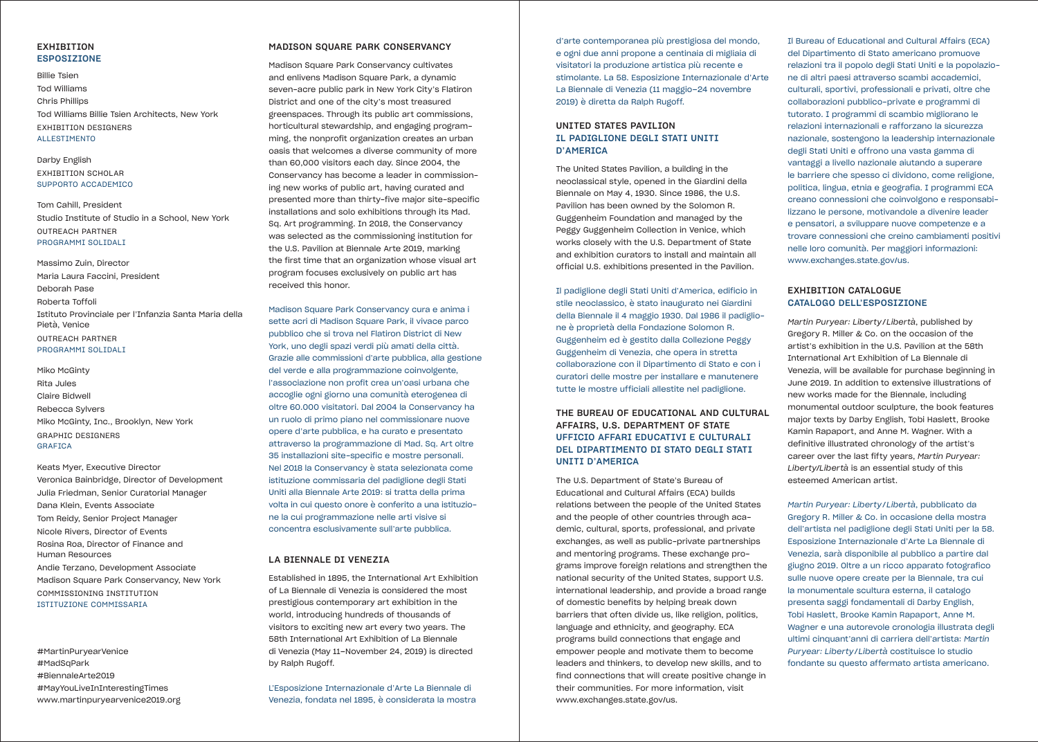## EXHIBITION
## ESPOSIZIONE

Billie Tsien
Tod Williams
Chris Phillips
Tod Williams Billie Tsien Architects, New York
EXHIBITION DESIGNERS
ALLESTIMENTO

Darby English
EXHIBITION SCHOLAR
SUPPORTO ACCADEMICO

Tom Cahill, President
Studio Institute of Studio in a School, New York
OUTREACH PARTNER
PROGRAMMI SOLIDALI

Massimo Zuin, Director
Maria Laura Faccini, President
Deborah Pase
Roberta Toffoli
Istituto Provinciale per l'Infanzia Santa Maria della Pietà, Venice
OUTREACH PARTNER
PROGRAMMI SOLIDALI

Miko McGinty
Rita Jules
Claire Bidwell
Rebecca Sylvers
Miko McGinty, Inc., Brooklyn, New York
GRAPHIC DESIGNERS
GRAFICA

Keats Myer, Executive Director
Veronica Bainbridge, Director of Development
Julia Friedman, Senior Curatorial Manager
Dana Klein, Events Associate
Tom Reidy, Senior Project Manager
Nicole Rivers, Director of Events
Rosina Roa, Director of Finance and Human Resources
Andie Terzano, Development Associate
Madison Square Park Conservancy, New York
COMMISSIONING INSTITUTION
ISTITUZIONE COMMISSARIA

#MartinPuryearVenice
#MadSqPark
#BiennaleArte2019
#MayYouLiveInInterestingTimes
www.martinpuryearvenice2019.org

## MADISON SQUARE PARK CONSERVANCY

Madison Square Park Conservancy cultivates and enlivens Madison Square Park, a dynamic seven-acre public park in New York City's Flatiron District and one of the city's most treasured greenspaces. Through its public art commissions, horticultural stewardship, and engaging programming, the nonprofit organization creates an urban oasis that welcomes a diverse community of more than 60,000 visitors each day. Since 2004, the Conservancy has become a leader in commissioning new works of public art, having curated and presented more than thirty-five major site-specific installations and solo exhibitions through its Mad. Sq. Art programming. In 2018, the Conservancy was selected as the commissioning institution for the U.S. Pavilion at Biennale Arte 2019, marking the first time that an organization whose visual art program focuses exclusively on public art has received this honor.

Madison Square Park Conservancy cura e anima i sette acri di Madison Square Park, il vivace parco pubblico che si trova nel Flatiron District di New York, uno degli spazi verdi più amati della città. Grazie alle commissioni d'arte pubblica, alla gestione del verde e alla programmazione coinvolgente, l'associazione non profit crea un'oasi urbana che accoglie ogni giorno una comunità eterogenea di oltre 60.000 visitatori. Dal 2004 la Conservancy ha un ruolo di primo piano nel commissionare nuove opere d'arte pubblica, e ha curato e presentato attraverso la programmazione di Mad. Sq. Art oltre 35 installazioni site-specific e mostre personali. Nel 2018 la Conservancy è stata selezionata come istituzione commissaria del padiglione degli Stati Uniti alla Biennale Arte 2019: si tratta della prima volta in cui questo onore è conferito a una istituzione la cui programmazione nelle arti visive si concentra esclusivamente sull'arte pubblica.

## LA BIENNALE DI VENEZIA

Established in 1895, the International Art Exhibition of La Biennale di Venezia is considered the most prestigious contemporary art exhibition in the world, introducing hundreds of thousands of visitors to exciting new art every two years. The 58th International Art Exhibition of La Biennale di Venezia (May 11–November 24, 2019) is directed by Ralph Rugoff.

L'Esposizione Internazionale d'Arte La Biennale di Venezia, fondata nel 1895, è considerata la mostra d'arte contemporanea più prestigiosa del mondo, e ogni due anni propone a centinaia di migliaia di visitatori la produzione artistica più recente e stimolante. La 58. Esposizione Internazionale d'Arte La Biennale di Venezia (11 maggio–24 novembre 2019) è diretta da Ralph Rugoff.

## UNITED STATES PAVILION
## IL PADIGLIONE DEGLI STATI UNITI D'AMERICA

The United States Pavilion, a building in the neoclassical style, opened in the Giardini della Biennale on May 4, 1930. Since 1986, the U.S. Pavilion has been owned by the Solomon R. Guggenheim Foundation and managed by the Peggy Guggenheim Collection in Venice, which works closely with the U.S. Department of State and exhibition curators to install and maintain all official U.S. exhibitions presented in the Pavilion.

Il padiglione degli Stati Uniti d'America, edificio in stile neoclassico, è stato inaugurato nei Giardini della Biennale il 4 maggio 1930. Dal 1986 il padiglione ne è proprietà della Fondazione Solomon R. Guggenheim ed è gestito dalla Collezione Peggy Guggenheim di Venezia, che opera in stretta collaborazione con il Dipartimento di Stato e con i curatori delle mostre per installare e manutenere tutte le mostre ufficiali allestite nel padiglione.

## THE BUREAU OF EDUCATIONAL AND CULTURAL AFFAIRS, U.S. DEPARTMENT OF STATE
## UFFICIO AFFARI EDUCATIVI E CULTURALI DEL DIPARTIMENTO DI STATO DEGLI STATI UNITI D'AMERICA

The U.S. Department of State's Bureau of Educational and Cultural Affairs (ECA) builds relations between the people of the United States and the people of other countries through academic, cultural, sports, professional, and private exchanges, as well as public-private partnerships and mentoring programs. These exchange programs improve foreign relations and strengthen the national security of the United States, support U.S. international leadership, and provide a broad range of domestic benefits by helping break down barriers that often divide us, like religion, politics, language and ethnicity, and geography. ECA programs build connections that engage and empower people and motivate them to become leaders and thinkers, to develop new skills, and to find connections that will create positive change in their communities. For more information, visit www.exchanges.state.gov/us.

Il Bureau of Educational and Cultural Affairs (ECA) del Dipartimento di Stato americano promuove relazioni tra il popolo degli Stati Uniti e la popolazione di altri paesi attraverso scambi accademici, culturali, sportivi, professionali e privati, oltre che collaborazioni pubblico-private e programmi di tutorato. I programmi di scambio migliorano le relazioni internazionali e rafforzano la sicurezza nazionale, sostengono la leadership internazionale degli Stati Uniti e offrono una vasta gamma di vantaggi a livello nazionale aiutando a superare le barriere che spesso ci dividono, come religione, politica, lingua, etnia e geografia. I programmi ECA creano connessioni che coinvolgono e responsabilizzano le persone, motivandole a divenire leader e pensatori, a sviluppare nuove competenze e a trovare connessioni che creino cambiamenti positivi nelle loro comunità. Per maggiori informazioni: www.exchanges.state.gov/us.

## EXHIBITION CATALOGUE
## CATALOGO DELL'ESPOSIZIONE

*Martin Puryear: Liberty/Libertà*, published by Gregory R. Miller & Co. on the occasion of the artist's exhibition in the U.S. Pavilion at the 58th International Art Exhibition of La Biennale di Venezia, will be available for purchase beginning in June 2019. In addition to extensive illustrations of new works made for the Biennale, including monumental outdoor sculpture, the book features major texts by Darby English, Tobi Haslett, Brooke Kamin Rapaport, and Anne M. Wagner. With a definitive illustrated chronology of the artist's career over the last fifty years, *Martin Puryear: Liberty/Libertà* is an essential study of this esteemed American artist.

*Martin Puryear: Liberty/Libertà*, pubblicato da Gregory R. Miller & Co. in occasione della mostra dell'artista nel padiglione degli Stati Uniti per la 58. Esposizione Internazionale d'Arte La Biennale di Venezia, sarà disponibile al pubblico a partire dal giugno 2019. Oltre a un ricco apparato fotografico sulle nuove opere create per la Biennale, tra cui la monumentale scultura esterna, il catalogo presenta saggi fondamentali di Darby English, Tobi Haslett, Brooke Kamin Rapaport, Anne M. Wagner e una autorevole cronologia illustrata degli ultimi cinquant'anni di carriera dell'artista: *Martin Puryear: Liberty/Libertà* costituisce lo studio fondante su questo affermato artista americano.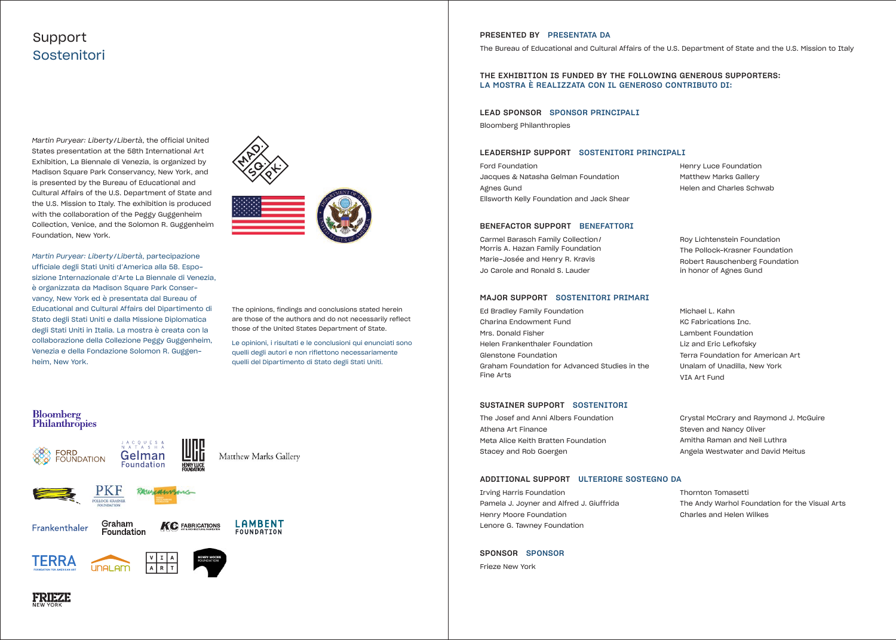# Support
# Sostenitori

*Martin Puryear: Liberty/Libertà*, the official United States presentation at the 58th International Art Exhibition, La Biennale di Venezia, is organized by Madison Square Park Conservancy, New York, and is presented by the Bureau of Educational and Cultural Affairs of the U.S. Department of State and the U.S. Mission to Italy. The exhibition is produced with the collaboration of the Peggy Guggenheim Collection, Venice, and the Solomon R. Guggenheim Foundation, New York.

*Martin Puryear: Liberty/Libertà*, partecipazione ufficiale degli Stati Uniti d'America alla 58. Esposizione Internazionale d'Arte La Biennale di Venezia, è organizzata da Madison Square Park Conservancy, New York ed è presentata dal Bureau of Educational and Cultural Affairs del Dipartimento di Stato degli Stati Uniti e dalla Missione Diplomatica degli Stati Uniti in Italia. La mostra è creata con la collaborazione della Collezione Peggy Guggenheim, Venezia e della Fondazione Solomon R. Guggenheim, New York.

The opinions, findings and conclusions stated herein are those of the authors and do not necessarily reflect those of the United States Department of State.

Le opinioni, i risultati e le conclusioni qui enunciati sono quelli degli autori e non riflettono necessariamente quelli del Dipartimento di Stato degli Stati Uniti.

**PRESENTED BY** PRESENTATA DA

The Bureau of Educational and Cultural Affairs of the U.S. Department of State and the U.S. Mission to Italy

**THE EXHIBITION IS FUNDED BY THE FOLLOWING GENEROUS SUPPORTERS:**
LA MOSTRA È REALIZZATA CON IL GENEROSO CONTRIBUTO DI:

**LEAD SPONSOR** SPONSOR PRINCIPALI

Bloomberg Philanthropies

**LEADERSHIP SUPPORT** SOSTENITORI PRINCIPALI

Ford Foundation
Jacques & Natasha Gelman Foundation
Agnes Gund
Ellsworth Kelly Foundation and Jack Shear
Henry Luce Foundation
Matthew Marks Gallery
Helen and Charles Schwab

**BENEFACTOR SUPPORT** BENEFATTORI

Carmel Barasch Family Collection/
Morris A. Hazan Family Foundation
Marie-Josée and Henry R. Kravis
Jo Carole and Ronald S. Lauder
Roy Lichtenstein Foundation
The Pollock-Krasner Foundation
Robert Rauschenberg Foundation in honor of Agnes Gund

**MAJOR SUPPORT** SOSTENITORI PRIMARI

Ed Bradley Family Foundation
Charina Endowment Fund
Mrs. Donald Fisher
Helen Frankenthaler Foundation
Glenstone Foundation
Graham Foundation for Advanced Studies in the Fine Arts
Michael L. Kahn
KC Fabrications Inc.
Lambent Foundation
Liz and Eric Lefkofsky
Terra Foundation for American Art
Unalam of Unadilla, New York
VIA Art Fund

**SUSTAINER SUPPORT** SOSTENITORI

The Josef and Anni Albers Foundation
Athena Art Finance
Meta Alice Keith Bratten Foundation
Stacey and Rob Goergen
Crystal McCrary and Raymond J. McGuire
Steven and Nancy Oliver
Amitha Raman and Neil Luthra
Angela Westwater and David Meitus

**ADDITIONAL SUPPORT** ULTERIORE SOSTEGNO DA

Irving Harris Foundation
Pamela J. Joyner and Alfred J. Giuffrida
Henry Moore Foundation
Lenore G. Tawney Foundation
Thornton Tomasetti
The Andy Warhol Foundation for the Visual Arts
Charles and Helen Wilkes

**SPONSOR** SPONSOR

Frieze New York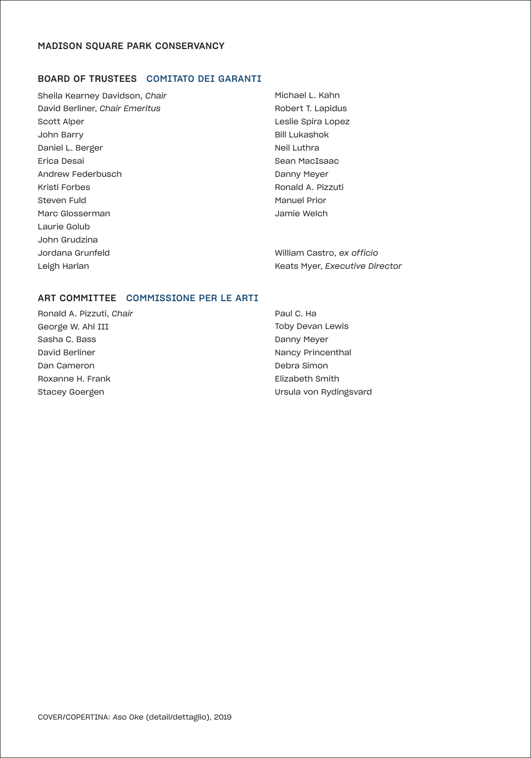## MADISON SQUARE PARK CONSERVANCY

### BOARD OF TRUSTEES COMITATO DEI GARANTI

Sheila Kearney Davidson, *Chair*
David Berliner, *Chair Emeritus*
Scott Alper
John Barry
Daniel L. Berger
Erica Desai
Andrew Federbusch
Kristi Forbes
Steven Fuld
Marc Glosserman
Laurie Golub
John Grudzina
Jordana Grunfeld
Leigh Harlan
Michael L. Kahn
Robert T. Lapidus
Leslie Spira Lopez
Bill Lukashok
Neil Luthra
Sean MacIsaac
Danny Meyer
Ronald A. Pizzuti
Manuel Prior
Jamie Welch

William Castro, *ex officio*
Keats Myer, *Executive Director*

### ART COMMITTEE COMMISSIONE PER LE ARTI

Ronald A. Pizzuti, *Chair*
George W. Ahl III
Sasha C. Bass
David Berliner
Dan Cameron
Roxanne H. Frank
Stacey Goergen
Paul C. Ha
Toby Devan Lewis
Danny Meyer
Nancy Princenthal
Debra Simon
Elizabeth Smith
Ursula von Rydingsvard

COVER/COPERTINA: *Aso Oke* (detail/dettaglio), 2019